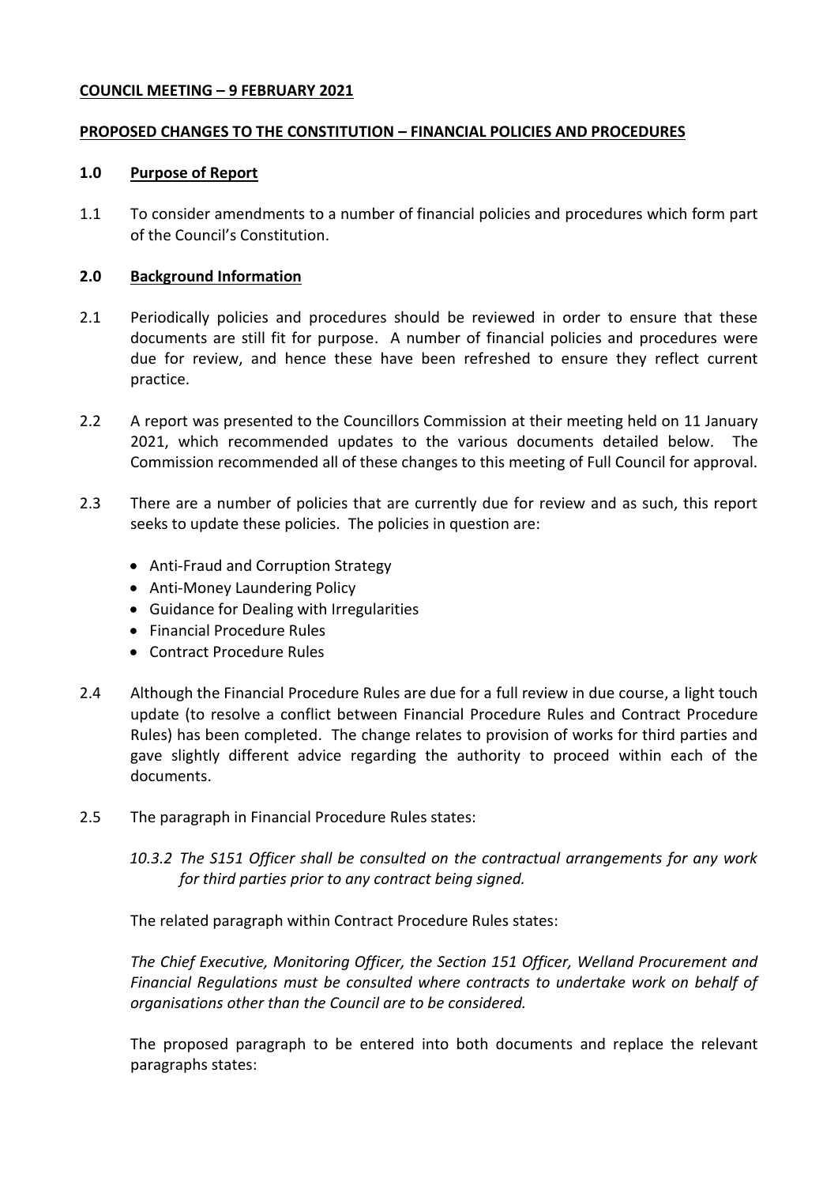**COUNCIL MEETING – 9 FEBRUARY 2021**

**PROPOSED CHANGES TO THE CONSTITUTION – FINANCIAL POLICIES AND PROCEDURES**

## 1.0 Purpose of Report

1.1 To consider amendments to a number of financial policies and procedures which form part of the Council's Constitution.

## 2.0 Background Information

2.1 Periodically policies and procedures should be reviewed in order to ensure that these documents are still fit for purpose. A number of financial policies and procedures were due for review, and hence these have been refreshed to ensure they reflect current practice.

2.2 A report was presented to the Councillors Commission at their meeting held on 11 January 2021, which recommended updates to the various documents detailed below. The Commission recommended all of these changes to this meeting of Full Council for approval.

2.3 There are a number of policies that are currently due for review and as such, this report seeks to update these policies. The policies in question are:

- Anti-Fraud and Corruption Strategy
- Anti-Money Laundering Policy
- Guidance for Dealing with Irregularities
- Financial Procedure Rules
- Contract Procedure Rules

2.4 Although the Financial Procedure Rules are due for a full review in due course, a light touch update (to resolve a conflict between Financial Procedure Rules and Contract Procedure Rules) has been completed. The change relates to provision of works for third parties and gave slightly different advice regarding the authority to proceed within each of the documents.

2.5 The paragraph in Financial Procedure Rules states:

*10.3.2 The S151 Officer shall be consulted on the contractual arrangements for any work for third parties prior to any contract being signed.*

The related paragraph within Contract Procedure Rules states:

*The Chief Executive, Monitoring Officer, the Section 151 Officer, Welland Procurement and Financial Regulations must be consulted where contracts to undertake work on behalf of organisations other than the Council are to be considered.*

The proposed paragraph to be entered into both documents and replace the relevant paragraphs states: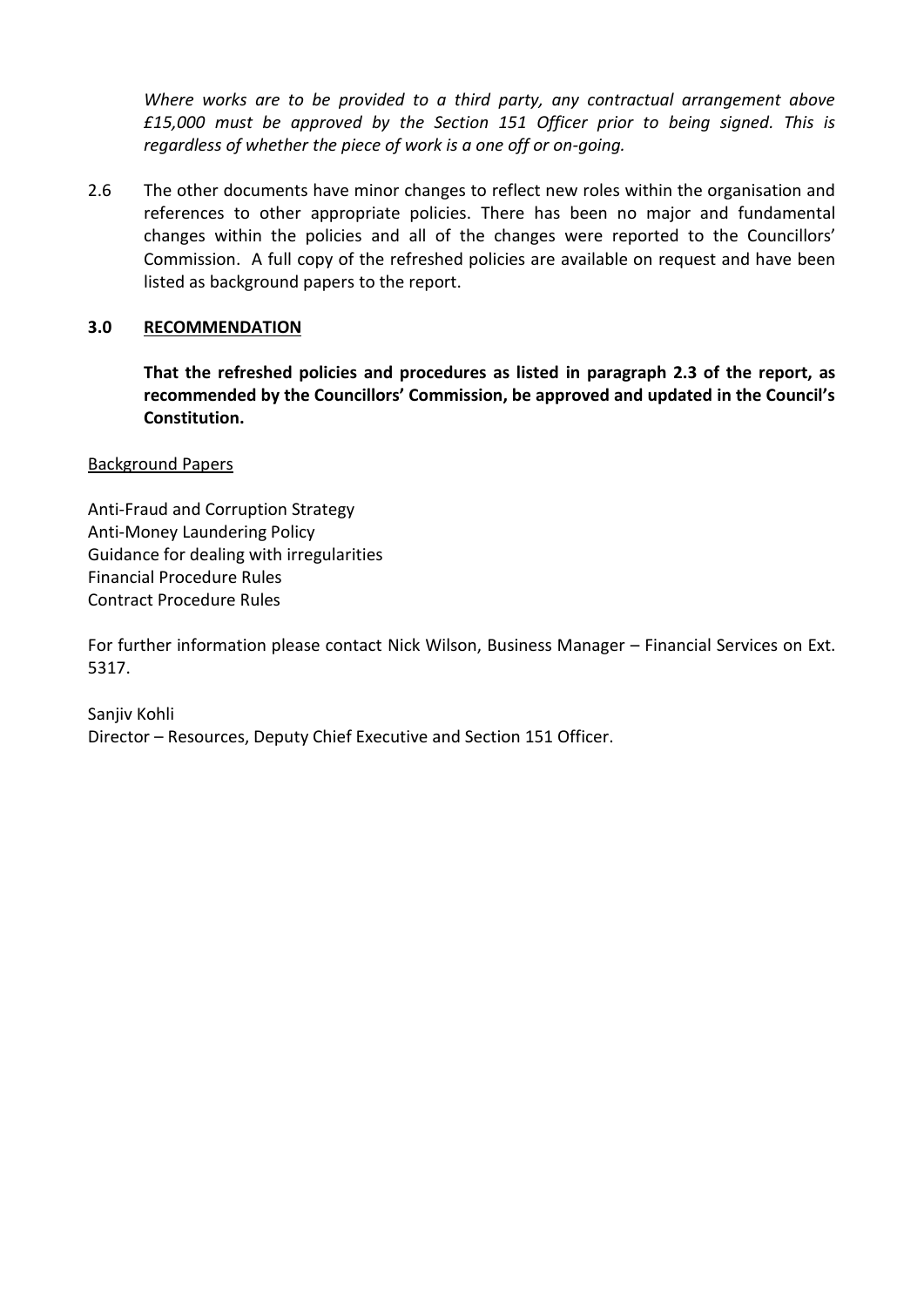*Where works are to be provided to a third party, any contractual arrangement above £15,000 must be approved by the Section 151 Officer prior to being signed. This is regardless of whether the piece of work is a one off or on-going.*

2.6 The other documents have minor changes to reflect new roles within the organisation and references to other appropriate policies. There has been no major and fundamental changes within the policies and all of the changes were reported to the Councillors' Commission. A full copy of the refreshed policies are available on request and have been listed as background papers to the report.

## 3.0 RECOMMENDATION

**That the refreshed policies and procedures as listed in paragraph 2.3 of the report, as recommended by the Councillors' Commission, be approved and updated in the Council's Constitution.**

Background Papers

Anti-Fraud and Corruption Strategy
Anti-Money Laundering Policy
Guidance for dealing with irregularities
Financial Procedure Rules
Contract Procedure Rules

For further information please contact Nick Wilson, Business Manager – Financial Services on Ext. 5317.

Sanjiv Kohli
Director – Resources, Deputy Chief Executive and Section 151 Officer.